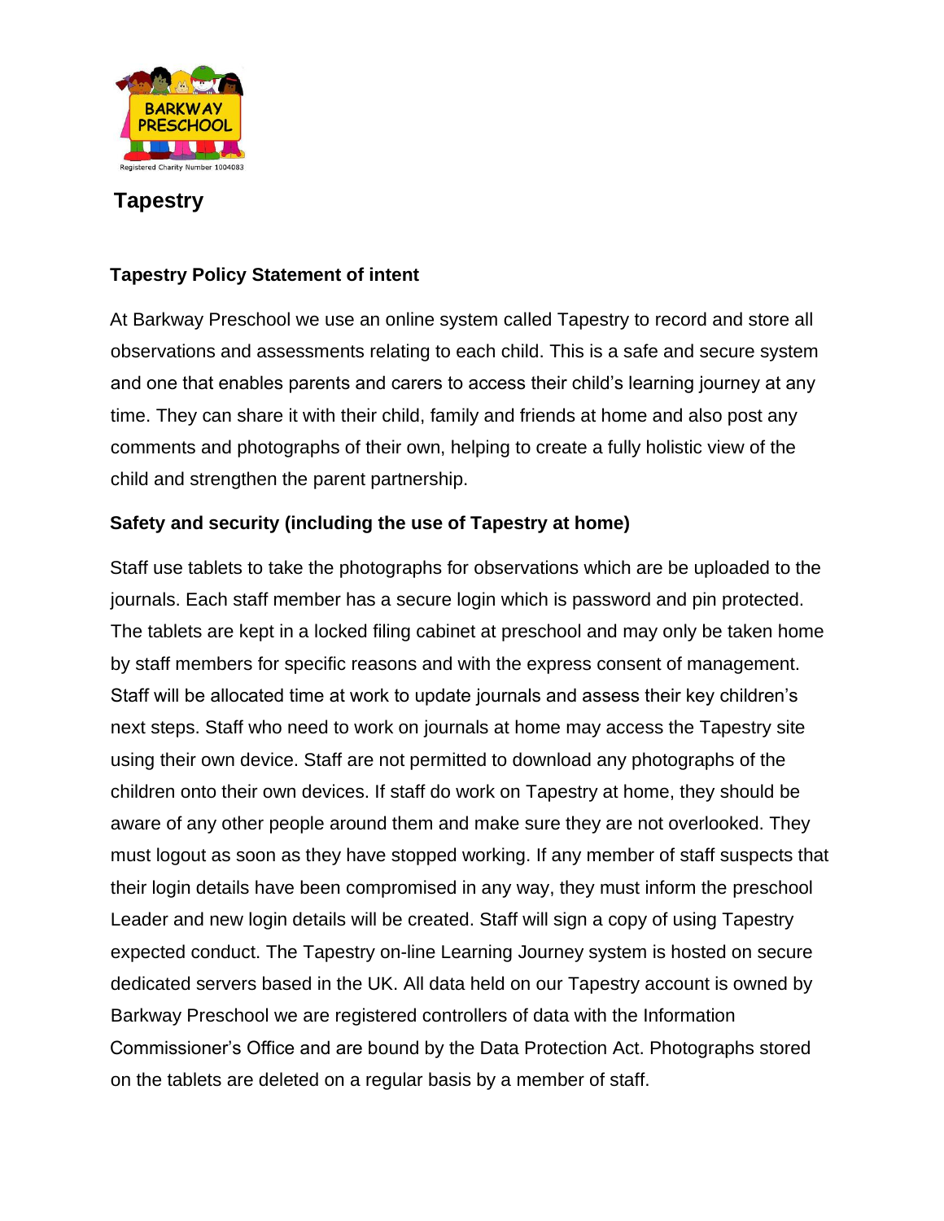# Tapestry

## Tapestry Policy Statement of intent

At Barkway Preschool we use an online system called Tapestry to record and store all observations and assessments relating to each child. This is a safe and secure system and one that enables parents and carers to access their child's learning journey at any time. They can share it with their child, family and friends at home and also post any comments and photographs of their own, helping to create a fully holistic view of the child and strengthen the parent partnership.

## Safety and security (including the use of Tapestry at home)

Staff use tablets to take the photographs for observations which are be uploaded to the journals. Each staff member has a secure login which is password and pin protected. The tablets are kept in a locked filing cabinet at preschool and may only be taken home by staff members for specific reasons and with the express consent of management. Staff will be allocated time at work to update journals and assess their key children's next steps. Staff who need to work on journals at home may access the Tapestry site using their own device. Staff are not permitted to download any photographs of the children onto their own devices. If staff do work on Tapestry at home, they should be aware of any other people around them and make sure they are not overlooked. They must logout as soon as they have stopped working. If any member of staff suspects that their login details have been compromised in any way, they must inform the preschool Leader and new login details will be created. Staff will sign a copy of using Tapestry expected conduct. The Tapestry on-line Learning Journey system is hosted on secure dedicated servers based in the UK. All data held on our Tapestry account is owned by Barkway Preschool we are registered controllers of data with the Information Commissioner's Office and are bound by the Data Protection Act. Photographs stored on the tablets are deleted on a regular basis by a member of staff.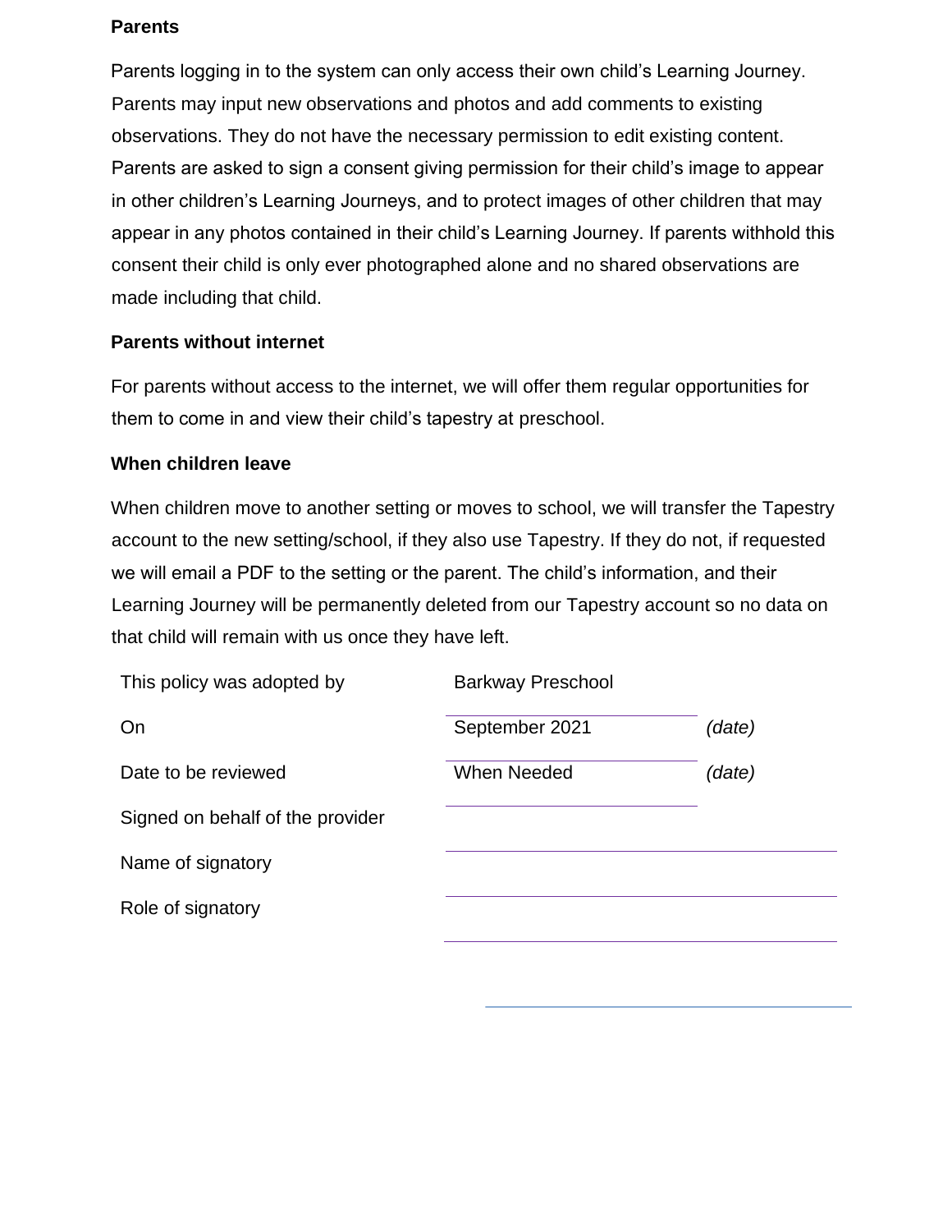**Parents**

Parents logging in to the system can only access their own child's Learning Journey. Parents may input new observations and photos and add comments to existing observations. They do not have the necessary permission to edit existing content. Parents are asked to sign a consent giving permission for their child's image to appear in other children's Learning Journeys, and to protect images of other children that may appear in any photos contained in their child's Learning Journey. If parents withhold this consent their child is only ever photographed alone and no shared observations are made including that child.

**Parents without internet**

For parents without access to the internet, we will offer them regular opportunities for them to come in and view their child's tapestry at preschool.

**When children leave**

When children move to another setting or moves to school, we will transfer the Tapestry account to the new setting/school, if they also use Tapestry. If they do not, if requested we will email a PDF to the setting or the parent. The child's information, and their Learning Journey will be permanently deleted from our Tapestry account so no data on that child will remain with us once they have left.

| | | |
|---|---|---|
| This policy was adopted by | Barkway Preschool | |
| On | September 2021 | *(date)* |
| Date to be reviewed | When Needed | *(date)* |
| Signed on behalf of the provider | | |
| Name of signatory | | |
| Role of signatory | | |